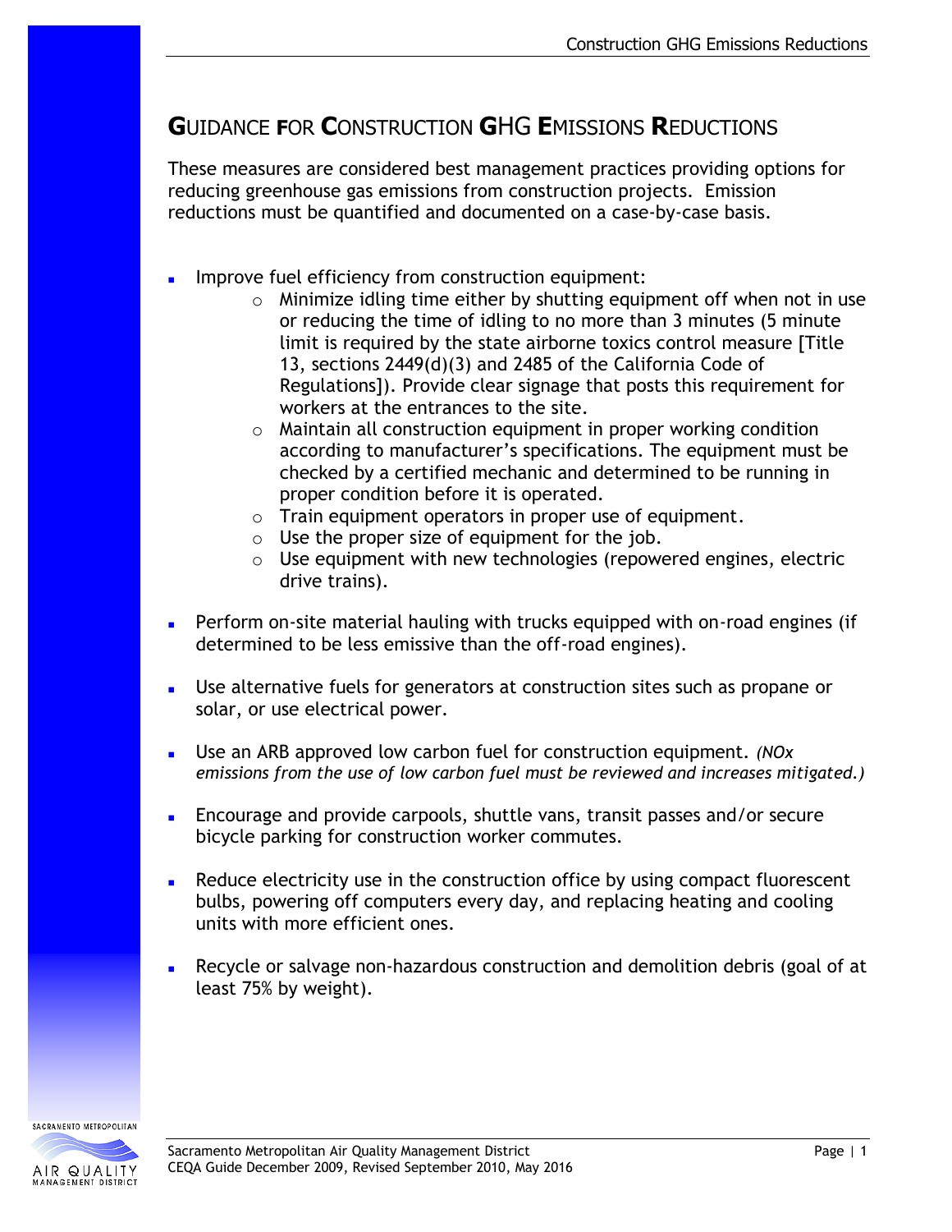# GUIDANCE FOR CONSTRUCTION GHG EMISSIONS REDUCTIONS

These measures are considered best management practices providing options for reducing greenhouse gas emissions from construction projects. Emission reductions must be quantified and documented on a case-by-case basis.

- Improve fuel efficiency from construction equipment:
    - Minimize idling time either by shutting equipment off when not in use or reducing the time of idling to no more than 3 minutes (5 minute limit is required by the state airborne toxics control measure [Title 13, sections 2449(d)(3) and 2485 of the California Code of Regulations]). Provide clear signage that posts this requirement for workers at the entrances to the site.
    - Maintain all construction equipment in proper working condition according to manufacturer's specifications. The equipment must be checked by a certified mechanic and determined to be running in proper condition before it is operated.
    - Train equipment operators in proper use of equipment.
    - Use the proper size of equipment for the job.
    - Use equipment with new technologies (repowered engines, electric drive trains).

- Perform on-site material hauling with trucks equipped with on-road engines (if determined to be less emissive than the off-road engines).

- Use alternative fuels for generators at construction sites such as propane or solar, or use electrical power.

- Use an ARB approved low carbon fuel for construction equipment. *(NOx emissions from the use of low carbon fuel must be reviewed and increases mitigated.)*

- Encourage and provide carpools, shuttle vans, transit passes and/or secure bicycle parking for construction worker commutes.

- Reduce electricity use in the construction office by using compact fluorescent bulbs, powering off computers every day, and replacing heating and cooling units with more efficient ones.

- Recycle or salvage non-hazardous construction and demolition debris (goal of at least 75% by weight).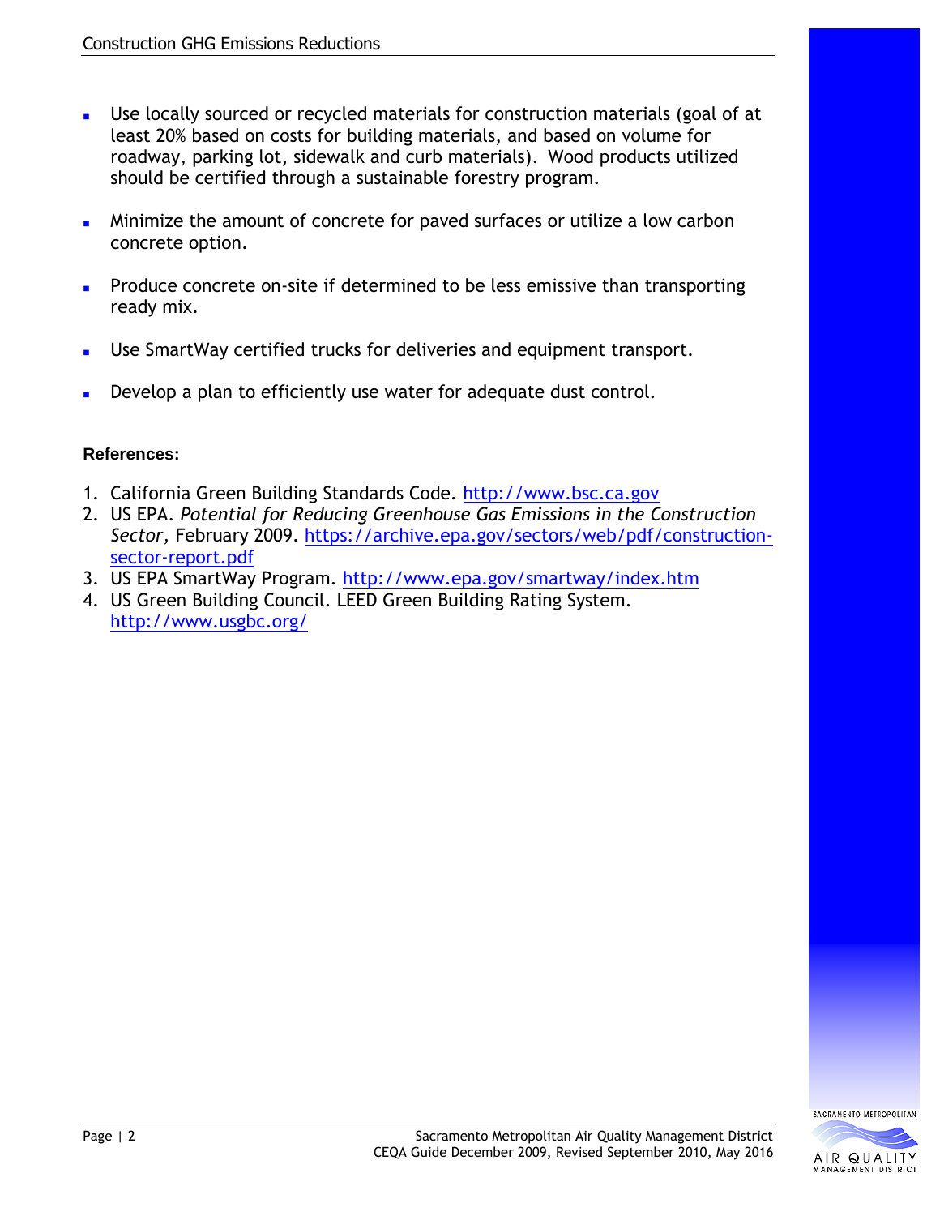- Use locally sourced or recycled materials for construction materials (goal of at least 20% based on costs for building materials, and based on volume for roadway, parking lot, sidewalk and curb materials). Wood products utilized should be certified through a sustainable forestry program.

- Minimize the amount of concrete for paved surfaces or utilize a low carbon concrete option.

- Produce concrete on-site if determined to be less emissive than transporting ready mix.

- Use SmartWay certified trucks for deliveries and equipment transport.

- Develop a plan to efficiently use water for adequate dust control.

**References:**

1. California Green Building Standards Code. http://www.bsc.ca.gov
2. US EPA. *Potential for Reducing Greenhouse Gas Emissions in the Construction Sector,* February 2009. https://archive.epa.gov/sectors/web/pdf/construction-sector-report.pdf
3. US EPA SmartWay Program. http://www.epa.gov/smartway/index.htm
4. US Green Building Council. LEED Green Building Rating System. http://www.usgbc.org/